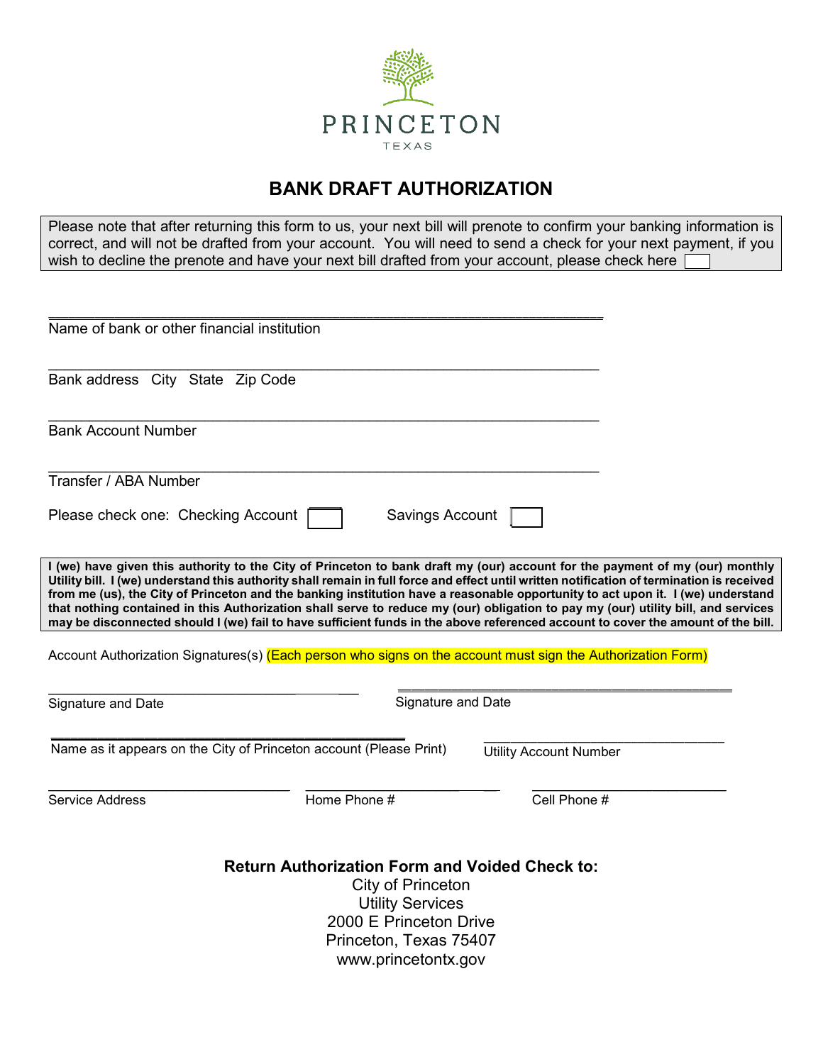PRINCETON

TEXAS

# BANK DRAFT AUTHORIZATION

Please note that after returning this form to us, your next bill will prenote to confirm your banking information is correct, and will not be drafted from your account. You will need to send a check for your next payment, if you wish to decline the prenote and have your next bill drafted from your account, please check here ☐

\_\_\_\_\_\_\_\_\_\_\_\_\_\_\_\_\_\_\_\_\_\_\_\_\_\_\_\_\_\_\_\_\_\_\_\_\_\_\_\_\_\_\_\_\_\_\_\_\_\_\_\_
Name of bank or other financial institution

\_\_\_\_\_\_\_\_\_\_\_\_\_\_\_\_\_\_\_\_\_\_\_\_\_\_\_\_\_\_\_\_\_\_\_\_\_\_\_\_\_\_\_\_\_\_\_\_\_\_\_\_
Bank address City State Zip Code

\_\_\_\_\_\_\_\_\_\_\_\_\_\_\_\_\_\_\_\_\_\_\_\_\_\_\_\_\_\_\_\_\_\_\_\_\_\_\_\_\_\_\_\_\_\_\_\_\_\_\_\_
Bank Account Number

\_\_\_\_\_\_\_\_\_\_\_\_\_\_\_\_\_\_\_\_\_\_\_\_\_\_\_\_\_\_\_\_\_\_\_\_\_\_\_\_\_\_\_\_\_\_\_\_\_\_\_\_
Transfer / ABA Number

Please check one: Checking Account ☐ Savings Account ☐

**I (we) have given this authority to the City of Princeton to bank draft my (our) account for the payment of my (our) monthly Utility bill. I (we) understand this authority shall remain in full force and effect until written notification of termination is received from me (us), the City of Princeton and the banking institution have a reasonable opportunity to act upon it. I (we) understand that nothing contained in this Authorization shall serve to reduce my (our) obligation to pay my (our) utility bill, and services may be disconnected should I (we) fail to have sufficient funds in the above referenced account to cover the amount of the bill.**

Account Authorization Signatures(s) (Each person who signs on the account must sign the Authorization Form)

\_\_\_\_\_\_\_\_\_\_\_\_\_\_\_\_\_\_\_\_\_\_\_\_\_\_\_\_\_\_ \_\_\_\_\_\_\_\_\_\_\_\_\_\_\_\_\_\_\_\_\_\_\_\_\_\_\_\_\_\_
Signature and Date Signature and Date

\_\_\_\_\_\_\_\_\_\_\_\_\_\_\_\_\_\_\_\_\_\_\_\_\_\_\_\_\_\_\_\_\_\_\_\_ \_\_\_\_\_\_\_\_\_\_\_\_\_\_\_\_\_\_\_\_\_\_\_\_
Name as it appears on the City of Princeton account (Please Print) Utility Account Number

\_\_\_\_\_\_\_\_\_\_\_\_\_\_\_\_\_\_\_\_\_\_ \_\_\_\_\_\_\_\_\_\_\_\_\_\_\_\_\_\_ \_\_\_\_\_\_\_\_\_\_\_\_\_\_\_\_\_\_
Service Address Home Phone # Cell Phone #

**Return Authorization Form and Voided Check to:**

City of Princeton
Utility Services
2000 E Princeton Drive
Princeton, Texas 75407
www.princetontx.gov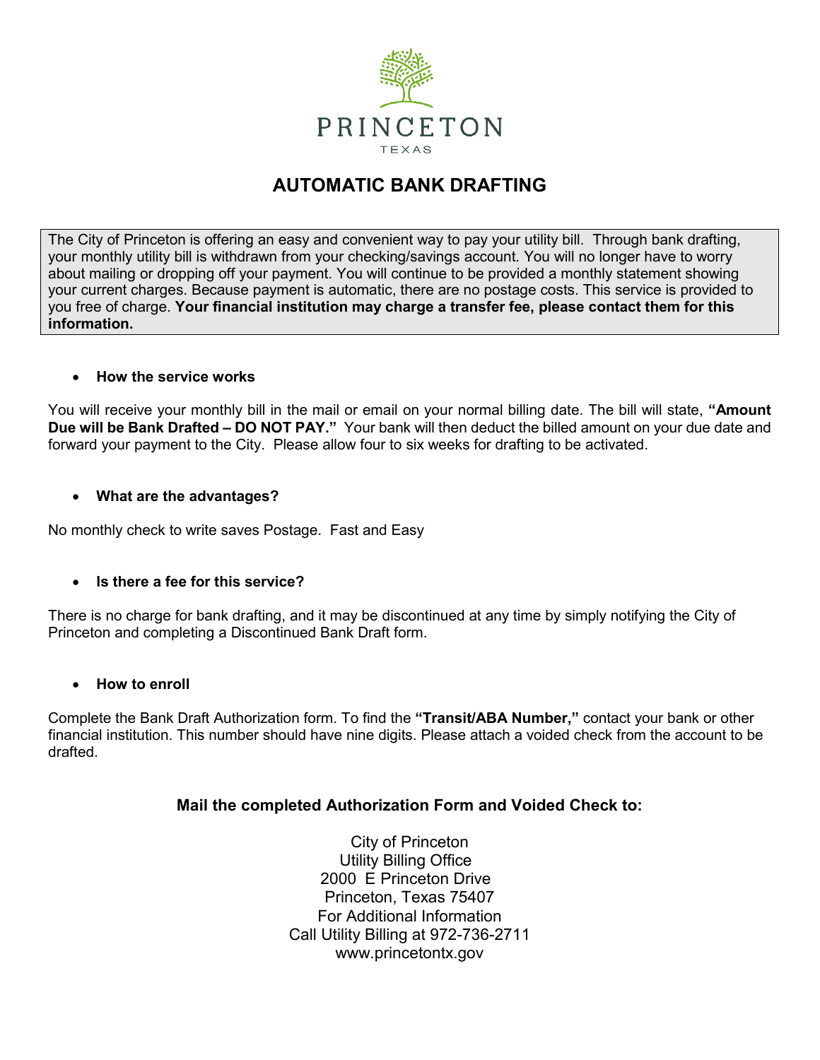PRINCETON

TEXAS

# AUTOMATIC BANK DRAFTING

The City of Princeton is offering an easy and convenient way to pay your utility bill. Through bank drafting, your monthly utility bill is withdrawn from your checking/savings account. You will no longer have to worry about mailing or dropping off your payment. You will continue to be provided a monthly statement showing your current charges. Because payment is automatic, there are no postage costs. This service is provided to you free of charge. **Your financial institution may charge a transfer fee, please contact them for this information.**

- **How the service works**

You will receive your monthly bill in the mail or email on your normal billing date. The bill will state, **"Amount Due will be Bank Drafted – DO NOT PAY."** Your bank will then deduct the billed amount on your due date and forward your payment to the City. Please allow four to six weeks for drafting to be activated.

- **What are the advantages?**

No monthly check to write saves Postage. Fast and Easy

- **Is there a fee for this service?**

There is no charge for bank drafting, and it may be discontinued at any time by simply notifying the City of Princeton and completing a Discontinued Bank Draft form.

- **How to enroll**

Complete the Bank Draft Authorization form. To find the **"Transit/ABA Number,"** contact your bank or other financial institution. This number should have nine digits. Please attach a voided check from the account to be drafted.

### Mail the completed Authorization Form and Voided Check to:

City of Princeton
Utility Billing Office
2000 E Princeton Drive
Princeton, Texas 75407
For Additional Information
Call Utility Billing at 972-736-2711
www.princetontx.gov